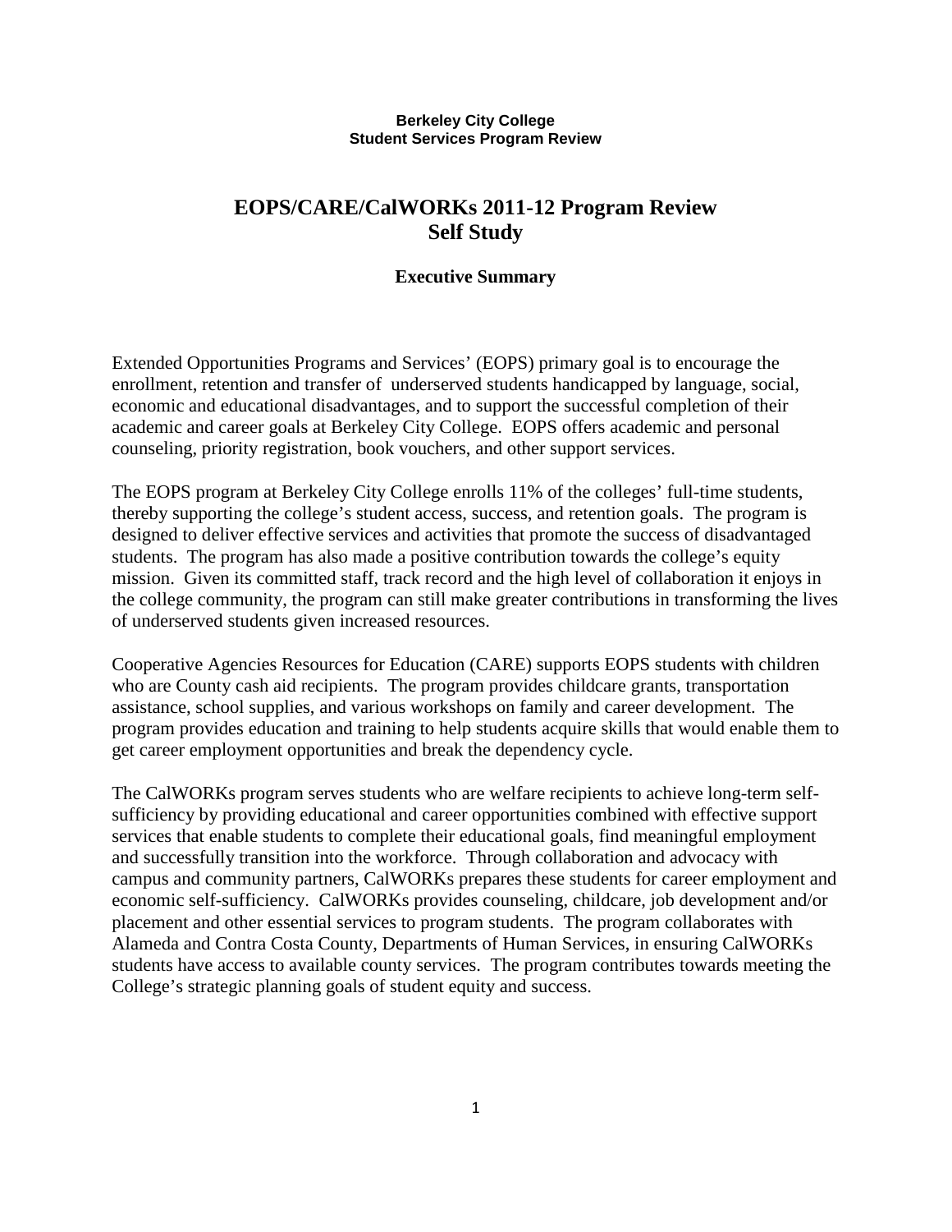**Berkeley City College**
**Student Services Program Review**

# EOPS/CARE/CalWORKs 2011-12 Program Review Self Study

## Executive Summary

Extended Opportunities Programs and Services' (EOPS) primary goal is to encourage the enrollment, retention and transfer of underserved students handicapped by language, social, economic and educational disadvantages, and to support the successful completion of their academic and career goals at Berkeley City College. EOPS offers academic and personal counseling, priority registration, book vouchers, and other support services.

The EOPS program at Berkeley City College enrolls 11% of the colleges' full-time students, thereby supporting the college's student access, success, and retention goals. The program is designed to deliver effective services and activities that promote the success of disadvantaged students. The program has also made a positive contribution towards the college's equity mission. Given its committed staff, track record and the high level of collaboration it enjoys in the college community, the program can still make greater contributions in transforming the lives of underserved students given increased resources.

Cooperative Agencies Resources for Education (CARE) supports EOPS students with children who are County cash aid recipients. The program provides childcare grants, transportation assistance, school supplies, and various workshops on family and career development. The program provides education and training to help students acquire skills that would enable them to get career employment opportunities and break the dependency cycle.

The CalWORKs program serves students who are welfare recipients to achieve long-term self-sufficiency by providing educational and career opportunities combined with effective support services that enable students to complete their educational goals, find meaningful employment and successfully transition into the workforce. Through collaboration and advocacy with campus and community partners, CalWORKs prepares these students for career employment and economic self-sufficiency. CalWORKs provides counseling, childcare, job development and/or placement and other essential services to program students. The program collaborates with Alameda and Contra Costa County, Departments of Human Services, in ensuring CalWORKs students have access to available county services. The program contributes towards meeting the College's strategic planning goals of student equity and success.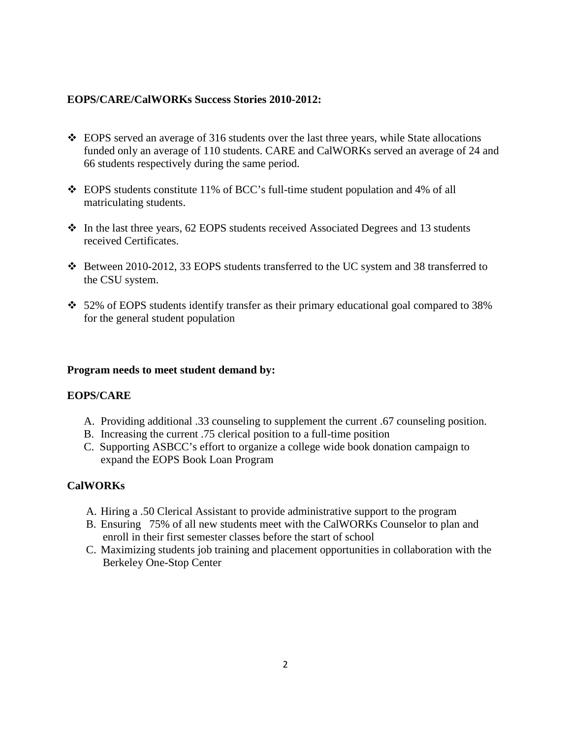**EOPS/CARE/CalWORKs Success Stories 2010-2012:**

- EOPS served an average of 316 students over the last three years, while State allocations funded only an average of 110 students. CARE and CalWORKs served an average of 24 and 66 students respectively during the same period.

- EOPS students constitute 11% of BCC's full-time student population and 4% of all matriculating students.

- In the last three years, 62 EOPS students received Associated Degrees and 13 students received Certificates.

- Between 2010-2012, 33 EOPS students transferred to the UC system and 38 transferred to the CSU system.

- 52% of EOPS students identify transfer as their primary educational goal compared to 38% for the general student population

**Program needs to meet student demand by:**

**EOPS/CARE**

A. Providing additional .33 counseling to supplement the current .67 counseling position.
B. Increasing the current .75 clerical position to a full-time position
C. Supporting ASBCC's effort to organize a college wide book donation campaign to expand the EOPS Book Loan Program

**CalWORKs**

A. Hiring a .50 Clerical Assistant to provide administrative support to the program
B. Ensuring 75% of all new students meet with the CalWORKs Counselor to plan and enroll in their first semester classes before the start of school
C. Maximizing students job training and placement opportunities in collaboration with the Berkeley One-Stop Center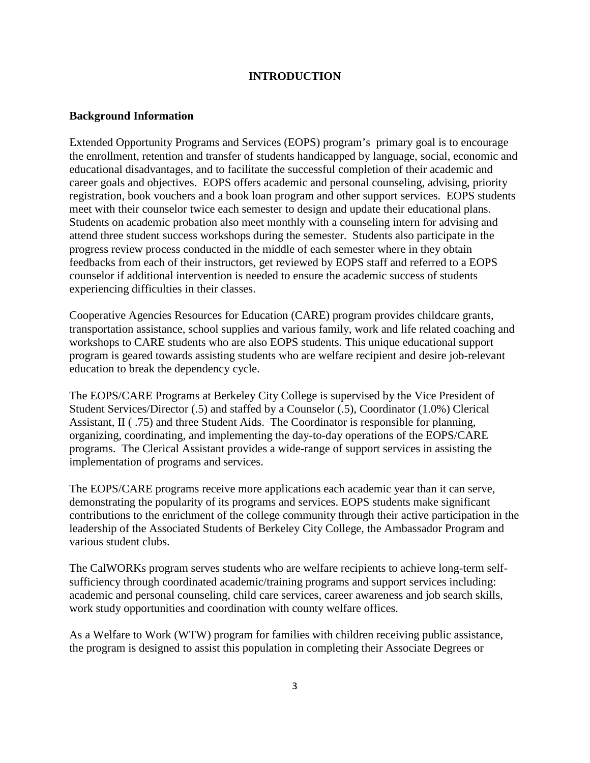# INTRODUCTION

**Background Information**

Extended Opportunity Programs and Services (EOPS) program's primary goal is to encourage the enrollment, retention and transfer of students handicapped by language, social, economic and educational disadvantages, and to facilitate the successful completion of their academic and career goals and objectives. EOPS offers academic and personal counseling, advising, priority registration, book vouchers and a book loan program and other support services. EOPS students meet with their counselor twice each semester to design and update their educational plans. Students on academic probation also meet monthly with a counseling intern for advising and attend three student success workshops during the semester. Students also participate in the progress review process conducted in the middle of each semester where in they obtain feedbacks from each of their instructors, get reviewed by EOPS staff and referred to a EOPS counselor if additional intervention is needed to ensure the academic success of students experiencing difficulties in their classes.

Cooperative Agencies Resources for Education (CARE) program provides childcare grants, transportation assistance, school supplies and various family, work and life related coaching and workshops to CARE students who are also EOPS students. This unique educational support program is geared towards assisting students who are welfare recipient and desire job-relevant education to break the dependency cycle.

The EOPS/CARE Programs at Berkeley City College is supervised by the Vice President of Student Services/Director (.5) and staffed by a Counselor (.5), Coordinator (1.0%) Clerical Assistant, II ( .75) and three Student Aids. The Coordinator is responsible for planning, organizing, coordinating, and implementing the day-to-day operations of the EOPS/CARE programs. The Clerical Assistant provides a wide-range of support services in assisting the implementation of programs and services.

The EOPS/CARE programs receive more applications each academic year than it can serve, demonstrating the popularity of its programs and services. EOPS students make significant contributions to the enrichment of the college community through their active participation in the leadership of the Associated Students of Berkeley City College, the Ambassador Program and various student clubs.

The CalWORKs program serves students who are welfare recipients to achieve long-term self-sufficiency through coordinated academic/training programs and support services including: academic and personal counseling, child care services, career awareness and job search skills, work study opportunities and coordination with county welfare offices.

As a Welfare to Work (WTW) program for families with children receiving public assistance, the program is designed to assist this population in completing their Associate Degrees or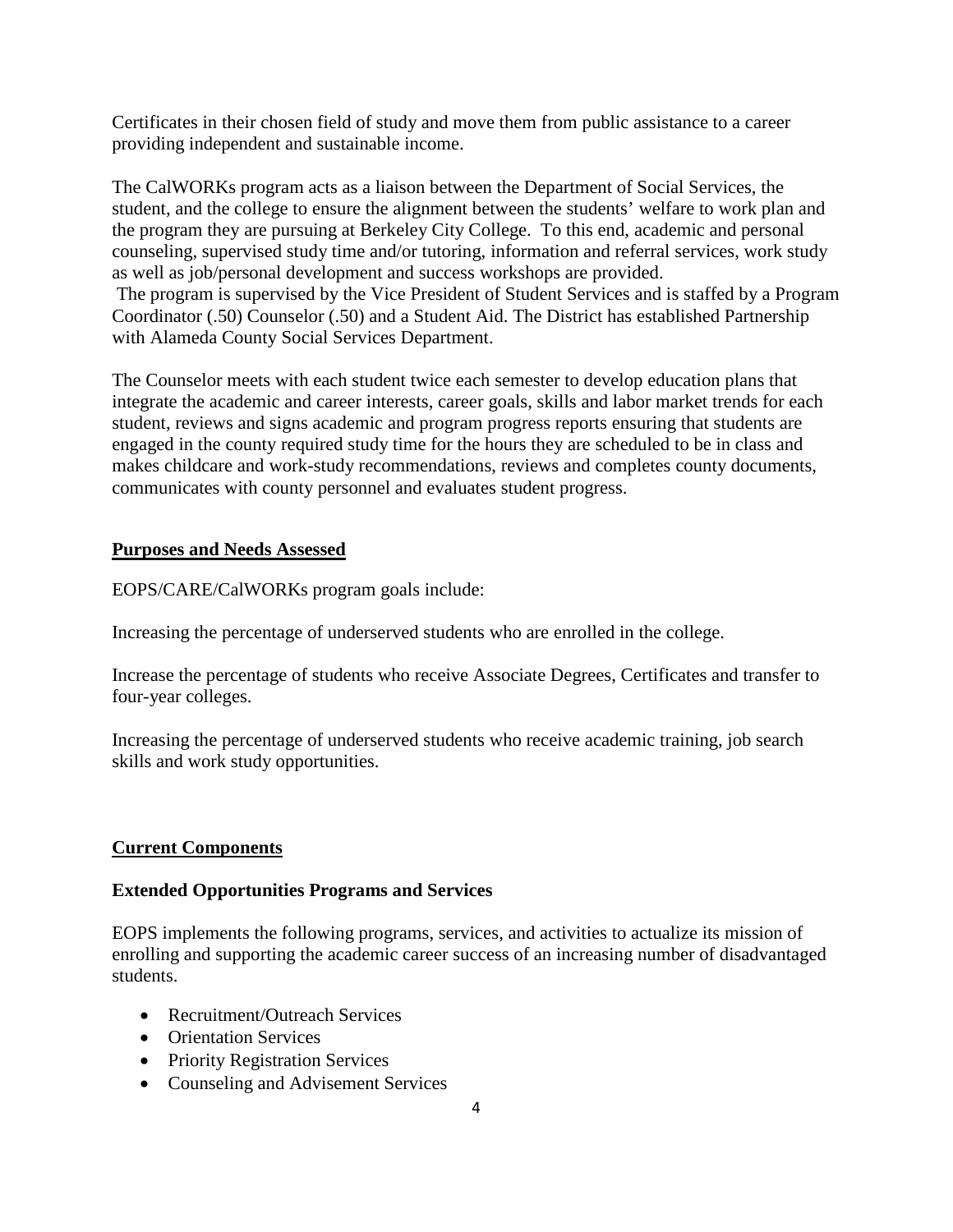Certificates in their chosen field of study and move them from public assistance to a career providing independent and sustainable income.

The CalWORKs program acts as a liaison between the Department of Social Services, the student, and the college to ensure the alignment between the students' welfare to work plan and the program they are pursuing at Berkeley City College. To this end, academic and personal counseling, supervised study time and/or tutoring, information and referral services, work study as well as job/personal development and success workshops are provided.
The program is supervised by the Vice President of Student Services and is staffed by a Program Coordinator (.50) Counselor (.50) and a Student Aid. The District has established Partnership with Alameda County Social Services Department.

The Counselor meets with each student twice each semester to develop education plans that integrate the academic and career interests, career goals, skills and labor market trends for each student, reviews and signs academic and program progress reports ensuring that students are engaged in the county required study time for the hours they are scheduled to be in class and makes childcare and work-study recommendations, reviews and completes county documents, communicates with county personnel and evaluates student progress.

## Purposes and Needs Assessed

EOPS/CARE/CalWORKs program goals include:

Increasing the percentage of underserved students who are enrolled in the college.

Increase the percentage of students who receive Associate Degrees, Certificates and transfer to four-year colleges.

Increasing the percentage of underserved students who receive academic training, job search skills and work study opportunities.

## Current Components

### Extended Opportunities Programs and Services

EOPS implements the following programs, services, and activities to actualize its mission of enrolling and supporting the academic career success of an increasing number of disadvantaged students.

- Recruitment/Outreach Services
- Orientation Services
- Priority Registration Services
- Counseling and Advisement Services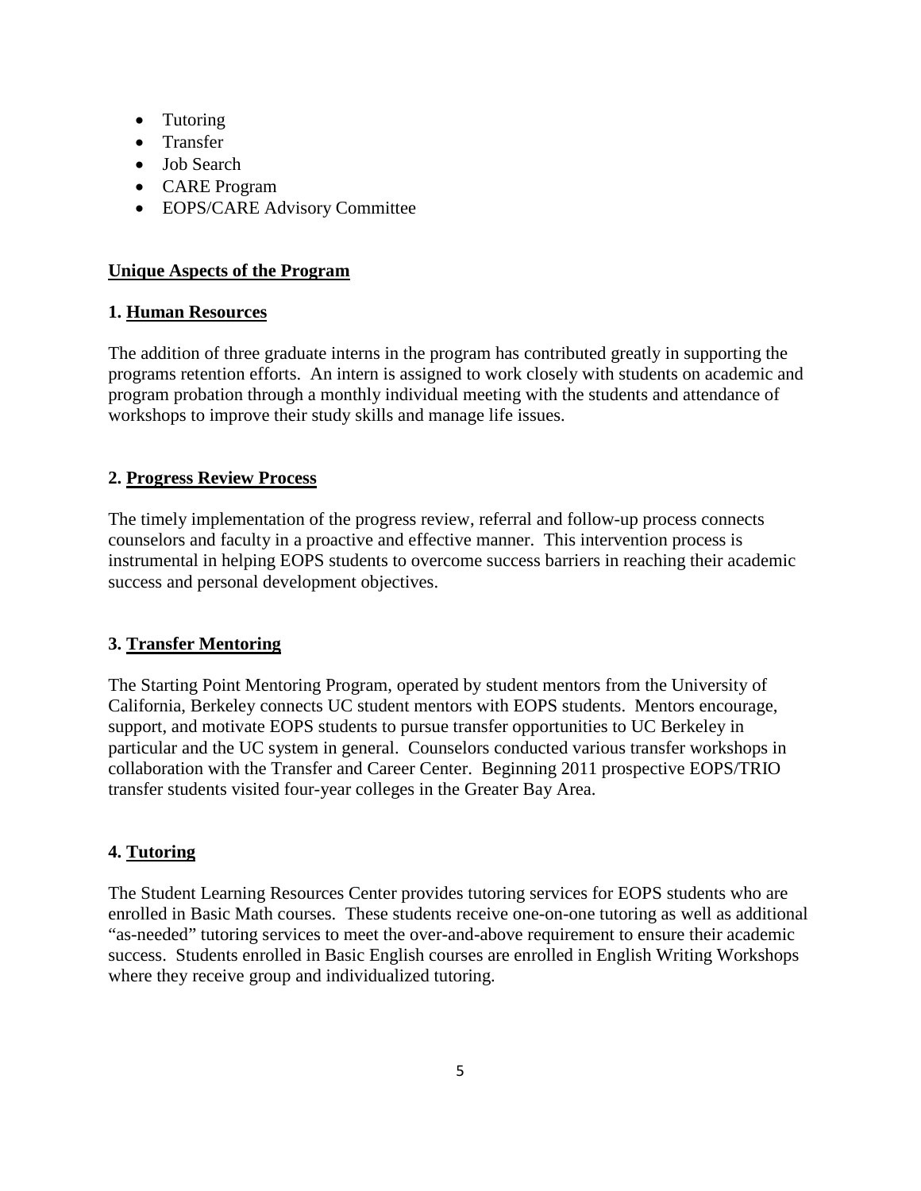- Tutoring
- Transfer
- Job Search
- CARE Program
- EOPS/CARE Advisory Committee

## Unique Aspects of the Program

### 1. Human Resources

The addition of three graduate interns in the program has contributed greatly in supporting the programs retention efforts. An intern is assigned to work closely with students on academic and program probation through a monthly individual meeting with the students and attendance of workshops to improve their study skills and manage life issues.

### 2. Progress Review Process

The timely implementation of the progress review, referral and follow-up process connects counselors and faculty in a proactive and effective manner. This intervention process is instrumental in helping EOPS students to overcome success barriers in reaching their academic success and personal development objectives.

### 3. Transfer Mentoring

The Starting Point Mentoring Program, operated by student mentors from the University of California, Berkeley connects UC student mentors with EOPS students. Mentors encourage, support, and motivate EOPS students to pursue transfer opportunities to UC Berkeley in particular and the UC system in general. Counselors conducted various transfer workshops in collaboration with the Transfer and Career Center. Beginning 2011 prospective EOPS/TRIO transfer students visited four-year colleges in the Greater Bay Area.

### 4. Tutoring

The Student Learning Resources Center provides tutoring services for EOPS students who are enrolled in Basic Math courses. These students receive one-on-one tutoring as well as additional "as-needed" tutoring services to meet the over-and-above requirement to ensure their academic success. Students enrolled in Basic English courses are enrolled in English Writing Workshops where they receive group and individualized tutoring.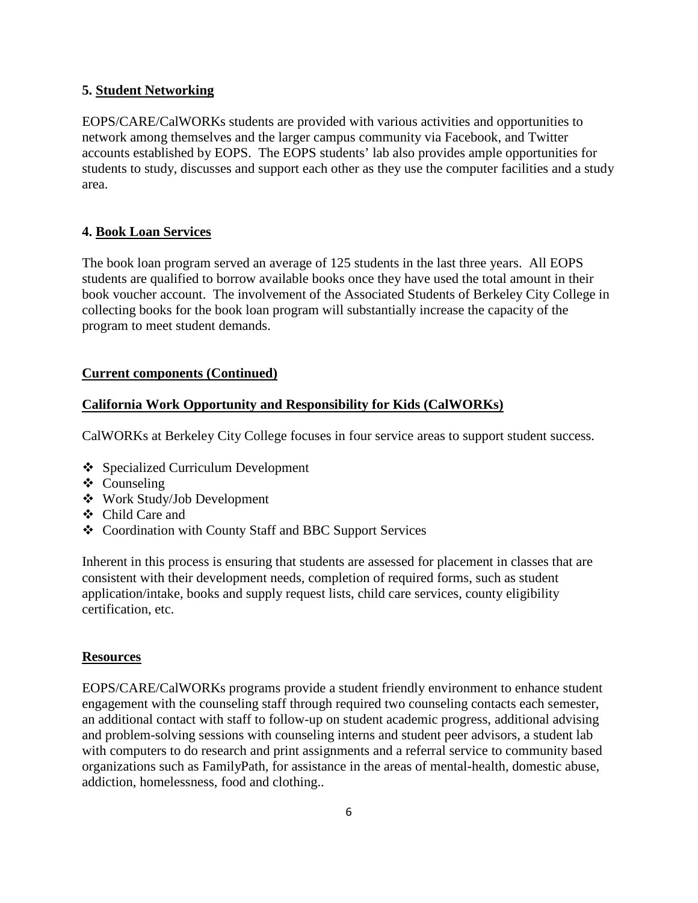**5. Student Networking**

EOPS/CARE/CalWORKs students are provided with various activities and opportunities to network among themselves and the larger campus community via Facebook, and Twitter accounts established by EOPS. The EOPS students' lab also provides ample opportunities for students to study, discusses and support each other as they use the computer facilities and a study area.

**4. Book Loan Services**

The book loan program served an average of 125 students in the last three years. All EOPS students are qualified to borrow available books once they have used the total amount in their book voucher account. The involvement of the Associated Students of Berkeley City College in collecting books for the book loan program will substantially increase the capacity of the program to meet student demands.

**Current components (Continued)**

**California Work Opportunity and Responsibility for Kids (CalWORKs)**

CalWORKs at Berkeley City College focuses in four service areas to support student success.

- Specialized Curriculum Development
- Counseling
- Work Study/Job Development
- Child Care and
- Coordination with County Staff and BBC Support Services

Inherent in this process is ensuring that students are assessed for placement in classes that are consistent with their development needs, completion of required forms, such as student application/intake, books and supply request lists, child care services, county eligibility certification, etc.

**Resources**

EOPS/CARE/CalWORKs programs provide a student friendly environment to enhance student engagement with the counseling staff through required two counseling contacts each semester, an additional contact with staff to follow-up on student academic progress, additional advising and problem-solving sessions with counseling interns and student peer advisors, a student lab with computers to do research and print assignments and a referral service to community based organizations such as FamilyPath, for assistance in the areas of mental-health, domestic abuse, addiction, homelessness, food and clothing..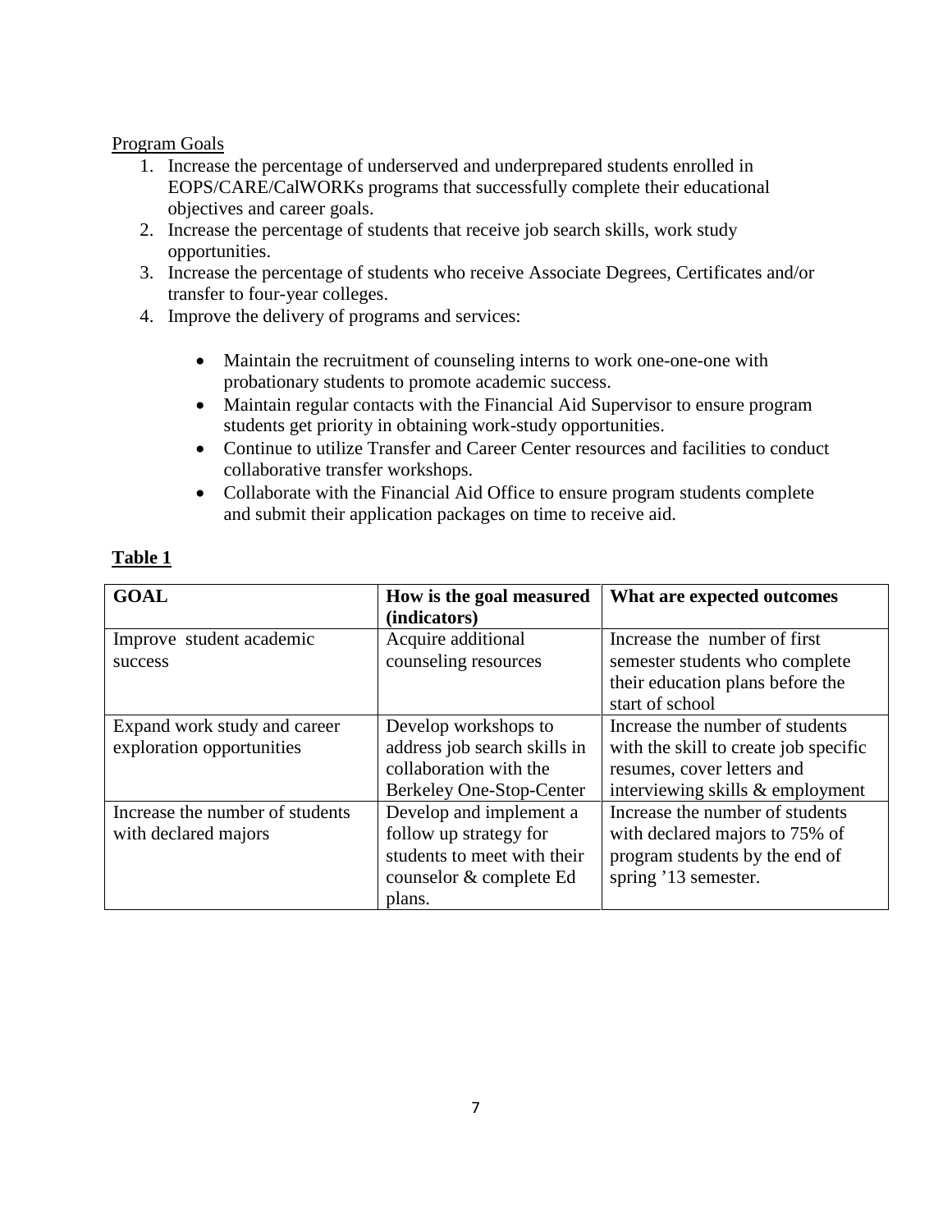Program Goals

1. Increase the percentage of underserved and underprepared students enrolled in EOPS/CARE/CalWORKs programs that successfully complete their educational objectives and career goals.
2. Increase the percentage of students that receive job search skills, work study opportunities.
3. Increase the percentage of students who receive Associate Degrees, Certificates and/or transfer to four-year colleges.
4. Improve the delivery of programs and services:
   - Maintain the recruitment of counseling interns to work one-one-one with probationary students to promote academic success.
   - Maintain regular contacts with the Financial Aid Supervisor to ensure program students get priority in obtaining work-study opportunities.
   - Continue to utilize Transfer and Career Center resources and facilities to conduct collaborative transfer workshops.
   - Collaborate with the Financial Aid Office to ensure program students complete and submit their application packages on time to receive aid.

**Table 1**

| GOAL | How is the goal measured (indicators) | What are expected outcomes |
|---|---|---|
| Improve student academic success | Acquire additional counseling resources | Increase the number of first semester students who complete their education plans before the start of school |
| Expand work study and career exploration opportunities | Develop workshops to address job search skills in collaboration with the Berkeley One-Stop-Center | Increase the number of students with the skill to create job specific resumes, cover letters and interviewing skills & employment |
| Increase the number of students with declared majors | Develop and implement a follow up strategy for students to meet with their counselor & complete Ed plans. | Increase the number of students with declared majors to 75% of program students by the end of spring '13 semester. |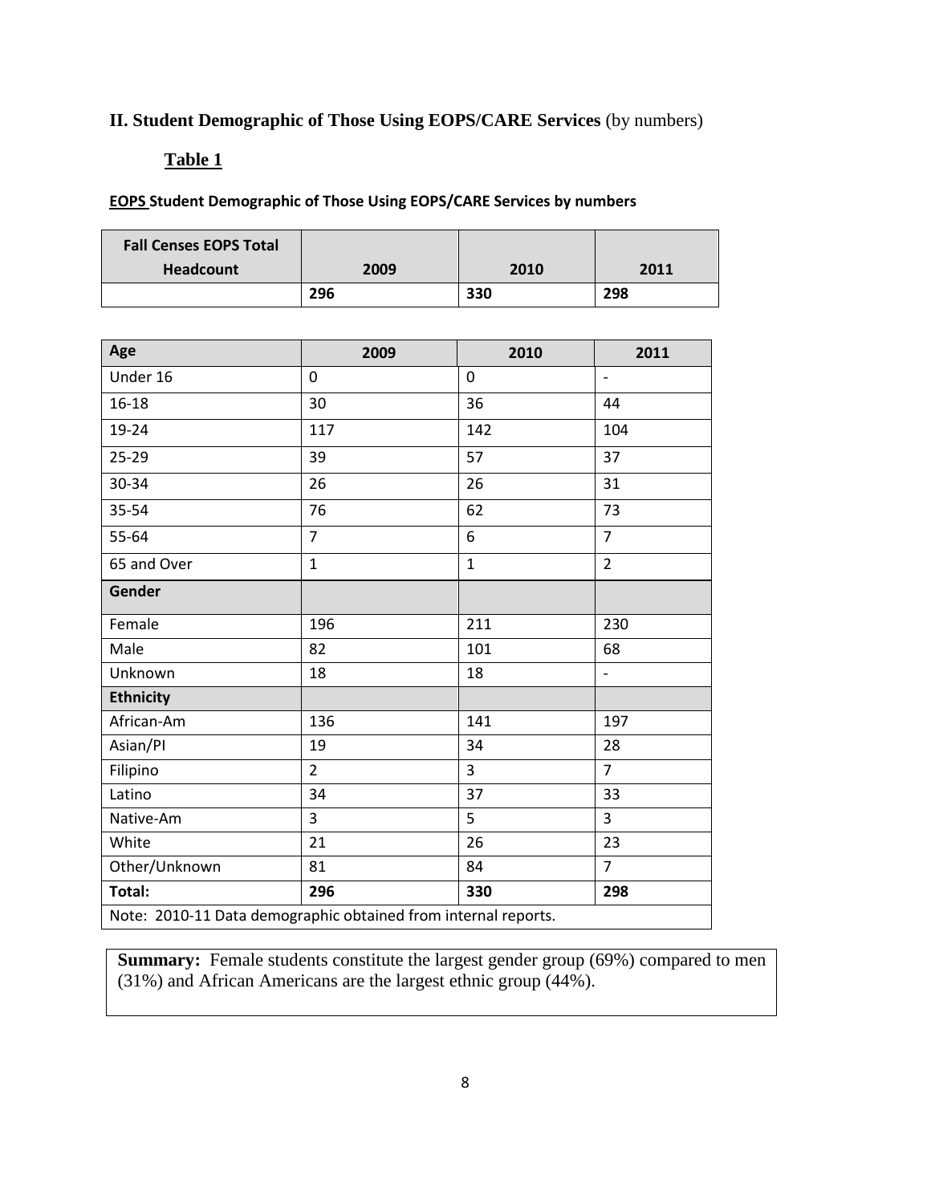## II. Student Demographic of Those Using EOPS/CARE Services (by numbers)

**Table 1**

**EOPS Student Demographic of Those Using EOPS/CARE Services by numbers**

| Fall Censes EOPS Total Headcount | 2009 | 2010 | 2011 |
|---|---|---|---|
| | **296** | **330** | **298** |

| Age | 2009 | 2010 | 2011 |
|---|---|---|---|
| Under 16 | 0 | 0 | - |
| 16-18 | 30 | 36 | 44 |
| 19-24 | 117 | 142 | 104 |
| 25-29 | 39 | 57 | 37 |
| 30-34 | 26 | 26 | 31 |
| 35-54 | 76 | 62 | 73 |
| 55-64 | 7 | 6 | 7 |
| 65 and Over | 1 | 1 | 2 |
| **Gender** | | | |
| Female | 196 | 211 | 230 |
| Male | 82 | 101 | 68 |
| Unknown | 18 | 18 | - |
| **Ethnicity** | | | |
| African-Am | 136 | 141 | 197 |
| Asian/PI | 19 | 34 | 28 |
| Filipino | 2 | 3 | 7 |
| Latino | 34 | 37 | 33 |
| Native-Am | 3 | 5 | 3 |
| White | 21 | 26 | 23 |
| Other/Unknown | 81 | 84 | 7 |
| **Total:** | **296** | **330** | **298** |
| Note: 2010-11 Data demographic obtained from internal reports. | | | |

**Summary:** Female students constitute the largest gender group (69%) compared to men (31%) and African Americans are the largest ethnic group (44%).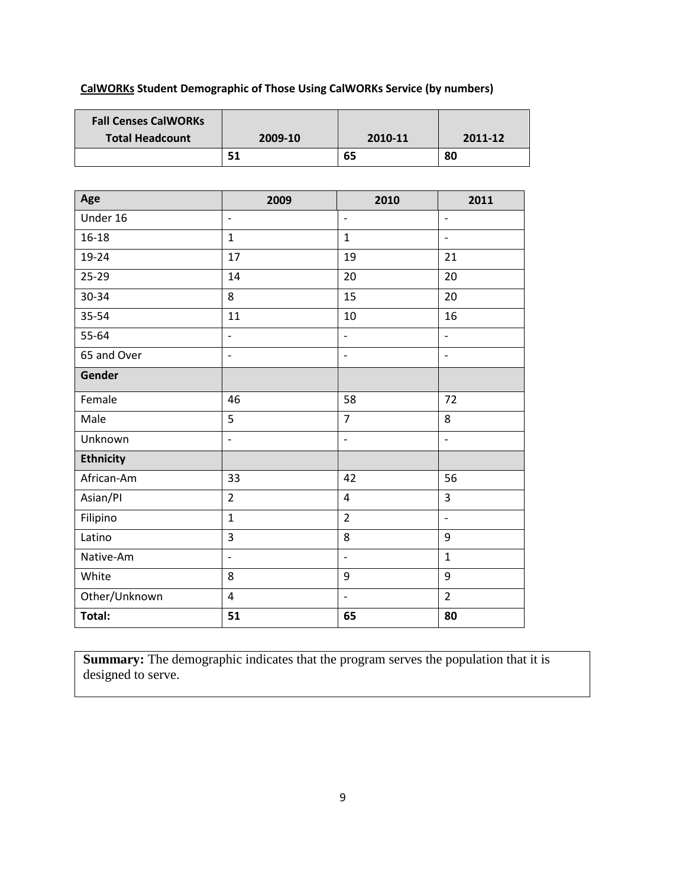**<u>CalWORKs</u> Student Demographic of Those Using CalWORKs Service (by numbers)**

| Fall Censes CalWORKs Total Headcount | 2009-10 | 2010-11 | 2011-12 |
|---|---|---|---|
| | **51** | **65** | **80** |

| Age | 2009 | 2010 | 2011 |
|---|---|---|---|
| Under 16 | - | - | - |
| 16-18 | 1 | 1 | - |
| 19-24 | 17 | 19 | 21 |
| 25-29 | 14 | 20 | 20 |
| 30-34 | 8 | 15 | 20 |
| 35-54 | 11 | 10 | 16 |
| 55-64 | - | - | - |
| 65 and Over | - | - | - |
| **Gender** | | | |
| Female | 46 | 58 | 72 |
| Male | 5 | 7 | 8 |
| Unknown | - | - | - |
| **Ethnicity** | | | |
| African-Am | 33 | 42 | 56 |
| Asian/PI | 2 | 4 | 3 |
| Filipino | 1 | 2 | - |
| Latino | 3 | 8 | 9 |
| Native-Am | - | - | 1 |
| White | 8 | 9 | 9 |
| Other/Unknown | 4 | - | 2 |
| **Total:** | **51** | **65** | **80** |

**Summary:** The demographic indicates that the program serves the population that it is designed to serve.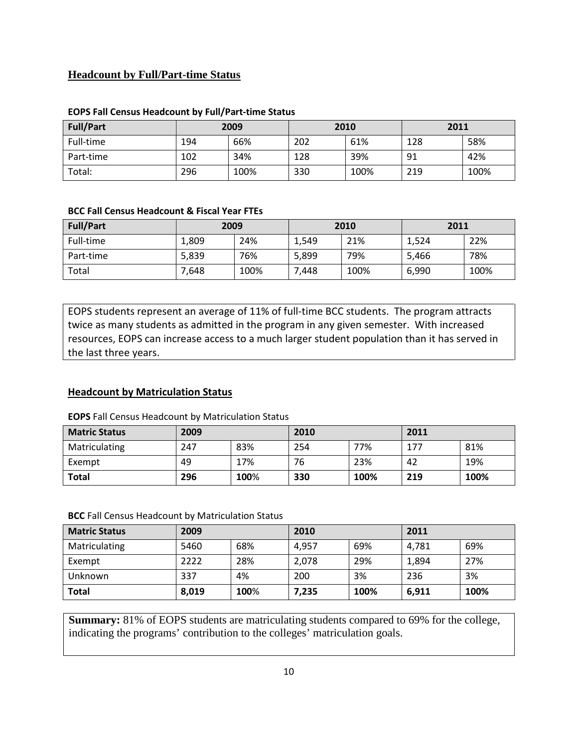## Headcount by Full/Part-time Status

**EOPS Fall Census Headcount by Full/Part-time Status**

| Full/Part | 2009 | | 2010 | | 2011 | |
|---|---|---|---|---|---|---|
| Full-time | 194 | 66% | 202 | 61% | 128 | 58% |
| Part-time | 102 | 34% | 128 | 39% | 91 | 42% |
| Total: | 296 | 100% | 330 | 100% | 219 | 100% |

**BCC Fall Census Headcount & Fiscal Year FTEs**

| Full/Part | 2009 | | 2010 | | 2011 | |
|---|---|---|---|---|---|---|
| Full-time | 1,809 | 24% | 1,549 | 21% | 1,524 | 22% |
| Part-time | 5,839 | 76% | 5,899 | 79% | 5,466 | 78% |
| Total | 7,648 | 100% | 7,448 | 100% | 6,990 | 100% |

EOPS students represent an average of 11% of full-time BCC students. The program attracts twice as many students as admitted in the program in any given semester. With increased resources, EOPS can increase access to a much larger student population than it has served in the last three years.

## Headcount by Matriculation Status

**EOPS** Fall Census Headcount by Matriculation Status

| Matric Status | 2009 | | 2010 | | 2011 | |
|---|---|---|---|---|---|---|
| Matriculating | 247 | 83% | 254 | 77% | 177 | 81% |
| Exempt | 49 | 17% | 76 | 23% | 42 | 19% |
| **Total** | **296** | **100%** | **330** | **100%** | **219** | **100%** |

**BCC** Fall Census Headcount by Matriculation Status

| Matric Status | 2009 | | 2010 | | 2011 | |
|---|---|---|---|---|---|---|
| Matriculating | 5460 | 68% | 4,957 | 69% | 4,781 | 69% |
| Exempt | 2222 | 28% | 2,078 | 29% | 1,894 | 27% |
| Unknown | 337 | 4% | 200 | 3% | 236 | 3% |
| **Total** | **8,019** | **100%** | **7,235** | **100%** | **6,911** | **100%** |

**Summary:** 81% of EOPS students are matriculating students compared to 69% for the college, indicating the programs' contribution to the colleges' matriculation goals.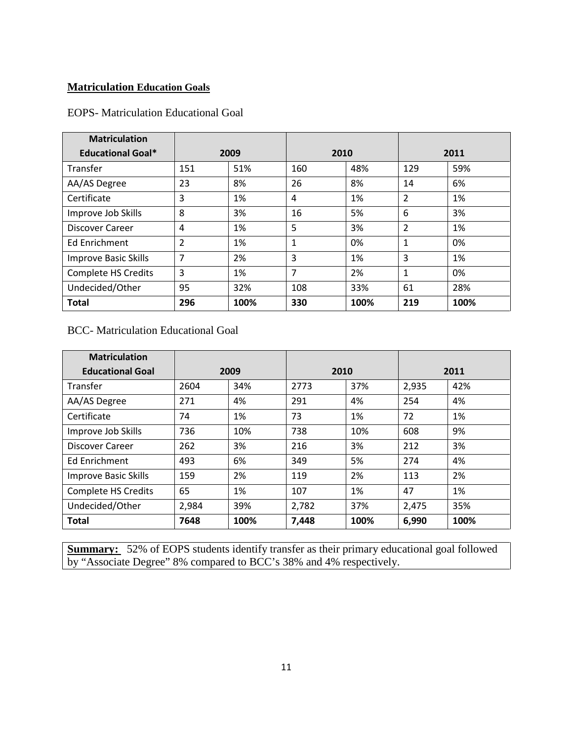## Matriculation Education Goals

EOPS- Matriculation Educational Goal

| Matriculation Educational Goal* | 2009 | | 2010 | | 2011 | |
|---|---|---|---|---|---|---|
| Transfer | 151 | 51% | 160 | 48% | 129 | 59% |
| AA/AS Degree | 23 | 8% | 26 | 8% | 14 | 6% |
| Certificate | 3 | 1% | 4 | 1% | 2 | 1% |
| Improve Job Skills | 8 | 3% | 16 | 5% | 6 | 3% |
| Discover Career | 4 | 1% | 5 | 3% | 2 | 1% |
| Ed Enrichment | 2 | 1% | 1 | 0% | 1 | 0% |
| Improve Basic Skills | 7 | 2% | 3 | 1% | 3 | 1% |
| Complete HS Credits | 3 | 1% | 7 | 2% | 1 | 0% |
| Undecided/Other | 95 | 32% | 108 | 33% | 61 | 28% |
| **Total** | **296** | **100%** | **330** | **100%** | **219** | **100%** |

BCC- Matriculation Educational Goal

| Matriculation Educational Goal | 2009 | | 2010 | | 2011 | |
|---|---|---|---|---|---|---|
| Transfer | 2604 | 34% | 2773 | 37% | 2,935 | 42% |
| AA/AS Degree | 271 | 4% | 291 | 4% | 254 | 4% |
| Certificate | 74 | 1% | 73 | 1% | 72 | 1% |
| Improve Job Skills | 736 | 10% | 738 | 10% | 608 | 9% |
| Discover Career | 262 | 3% | 216 | 3% | 212 | 3% |
| Ed Enrichment | 493 | 6% | 349 | 5% | 274 | 4% |
| Improve Basic Skills | 159 | 2% | 119 | 2% | 113 | 2% |
| Complete HS Credits | 65 | 1% | 107 | 1% | 47 | 1% |
| Undecided/Other | 2,984 | 39% | 2,782 | 37% | 2,475 | 35% |
| **Total** | **7648** | **100%** | **7,448** | **100%** | **6,990** | **100%** |

**Summary:** 52% of EOPS students identify transfer as their primary educational goal followed by "Associate Degree" 8% compared to BCC's 38% and 4% respectively.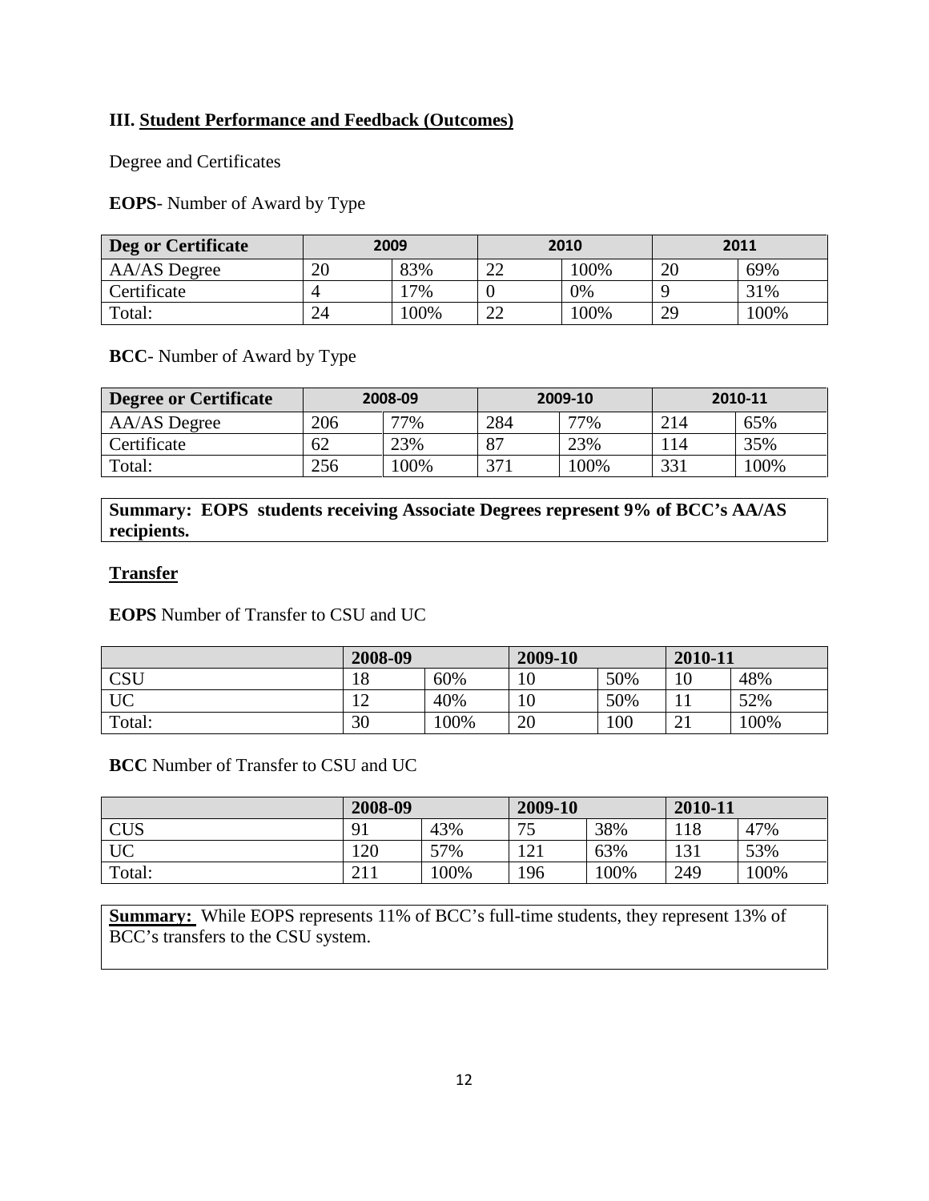### III. Student Performance and Feedback (Outcomes)

Degree and Certificates

**EOPS**- Number of Award by Type

| Deg or Certificate | 2009 | | 2010 | | 2011 | |
|---|---|---|---|---|---|---|
| AA/AS Degree | 20 | 83% | 22 | 100% | 20 | 69% |
| Certificate | 4 | 17% | 0 | 0% | 9 | 31% |
| Total: | 24 | 100% | 22 | 100% | 29 | 100% |

**BCC**- Number of Award by Type

| Degree or Certificate | 2008-09 | | 2009-10 | | 2010-11 | |
|---|---|---|---|---|---|---|
| AA/AS Degree | 206 | 77% | 284 | 77% | 214 | 65% |
| Certificate | 62 | 23% | 87 | 23% | 114 | 35% |
| Total: | 256 | 100% | 371 | 100% | 331 | 100% |

**Summary: EOPS students receiving Associate Degrees represent 9% of BCC's AA/AS recipients.**

**Transfer**

**EOPS** Number of Transfer to CSU and UC

| | 2008-09 | | 2009-10 | | 2010-11 | |
|---|---|---|---|---|---|---|
| CSU | 18 | 60% | 10 | 50% | 10 | 48% |
| UC | 12 | 40% | 10 | 50% | 11 | 52% |
| Total: | 30 | 100% | 20 | 100 | 21 | 100% |

**BCC** Number of Transfer to CSU and UC

| | 2008-09 | | 2009-10 | | 2010-11 | |
|---|---|---|---|---|---|---|
| CUS | 91 | 43% | 75 | 38% | 118 | 47% |
| UC | 120 | 57% | 121 | 63% | 131 | 53% |
| Total: | 211 | 100% | 196 | 100% | 249 | 100% |

**Summary:** While EOPS represents 11% of BCC's full-time students, they represent 13% of BCC's transfers to the CSU system.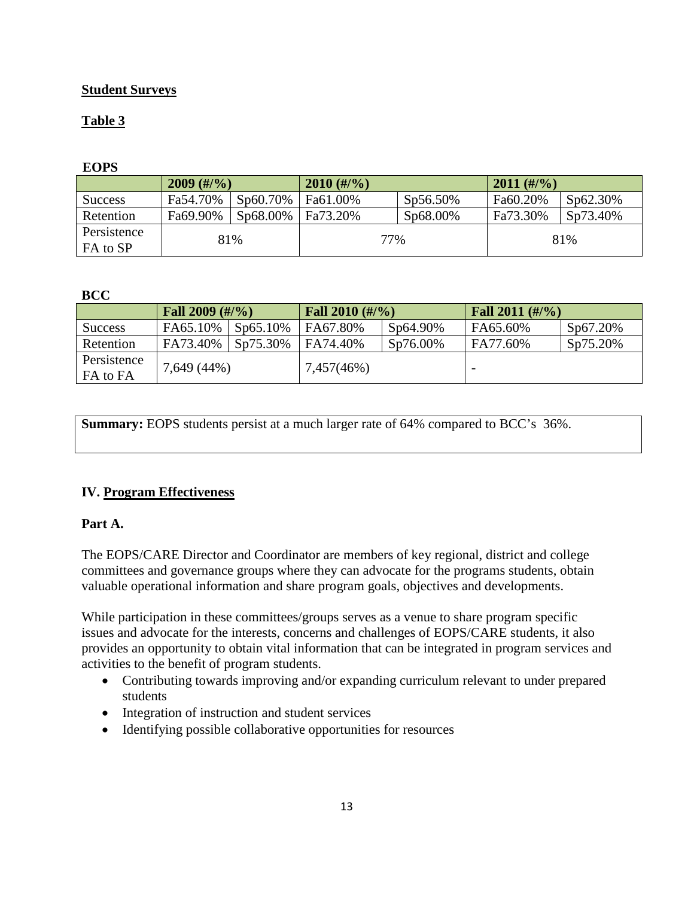**Student Surveys**

**Table 3**

**EOPS**

| | 2009 (#/%) | | 2010 (#/%) | | 2011 (#/%) | |
|---|---|---|---|---|---|---|
| Success | Fa54.70% | Sp60.70% | Fa61.00% | Sp56.50% | Fa60.20% | Sp62.30% |
| Retention | Fa69.90% | Sp68.00% | Fa73.20% | Sp68.00% | Fa73.30% | Sp73.40% |
| Persistence FA to SP | 81% | | 77% | | 81% | |

**BCC**

| | Fall 2009 (#/%) | | Fall 2010 (#/%) | | Fall 2011 (#/%) | |
|---|---|---|---|---|---|---|
| Success | FA65.10% | Sp65.10% | FA67.80% | Sp64.90% | FA65.60% | Sp67.20% |
| Retention | FA73.40% | Sp75.30% | FA74.40% | Sp76.00% | FA77.60% | Sp75.20% |
| Persistence FA to FA | 7,649 (44%) | | 7,457(46%) | | - | |

**Summary:** EOPS students persist at a much larger rate of 64% compared to BCC's 36%.

## IV. Program Effectiveness

### Part A.

The EOPS/CARE Director and Coordinator are members of key regional, district and college committees and governance groups where they can advocate for the programs students, obtain valuable operational information and share program goals, objectives and developments.

While participation in these committees/groups serves as a venue to share program specific issues and advocate for the interests, concerns and challenges of EOPS/CARE students, it also provides an opportunity to obtain vital information that can be integrated in program services and activities to the benefit of program students.

- Contributing towards improving and/or expanding curriculum relevant to under prepared students
- Integration of instruction and student services
- Identifying possible collaborative opportunities for resources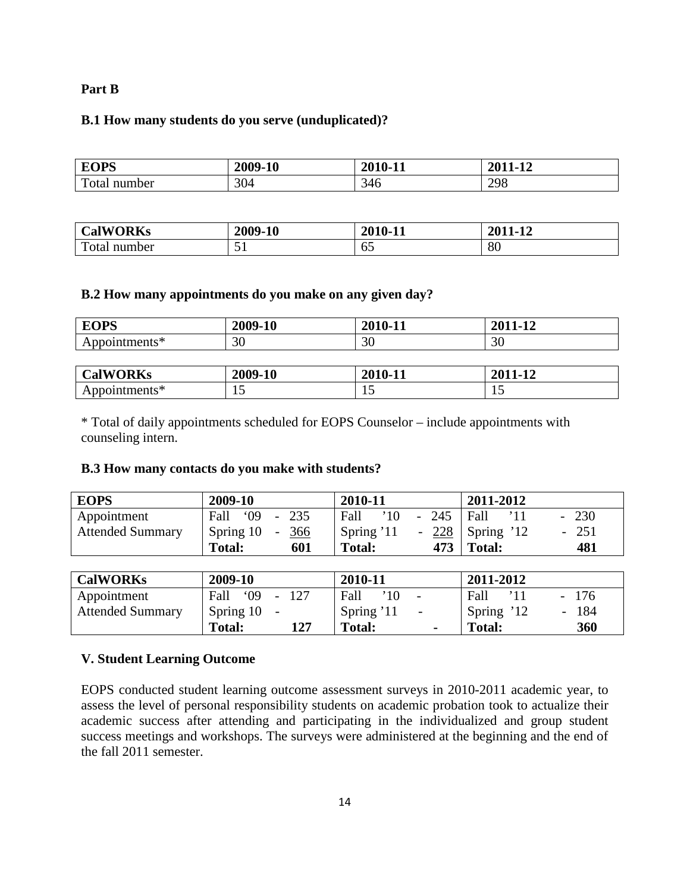**Part B**

**B.1 How many students do you serve (unduplicated)?**

| EOPS | 2009-10 | 2010-11 | 2011-12 |
|---|---|---|---|
| Total number | 304 | 346 | 298 |

| CalWORKs | 2009-10 | 2010-11 | 2011-12 |
|---|---|---|---|
| Total number | 51 | 65 | 80 |

**B.2 How many appointments do you make on any given day?**

| EOPS | 2009-10 | 2010-11 | 2011-12 |
|---|---|---|---|
| Appointments* | 30 | 30 | 30 |

| CalWORKs | 2009-10 | 2010-11 | 2011-12 |
|---|---|---|---|
| Appointments* | 15 | 15 | 15 |

* Total of daily appointments scheduled for EOPS Counselor – include appointments with counseling intern.

**B.3 How many contacts do you make with students?**

| EOPS | 2009-10 | 2010-11 | 2011-2012 |
|---|---|---|---|
| Appointment | Fall '09 - 235 | Fall '10 - 245 | Fall '11 - 230 |
| Attended Summary | Spring 10 - 366 | Spring '11 - 228 | Spring '12 - 251 |
| | **Total: 601** | **Total: 473** | **Total: 481** |

| CalWORKs | 2009-10 | 2010-11 | 2011-2012 |
|---|---|---|---|
| Appointment | Fall '09 - 127 | Fall '10 - | Fall '11 - 176 |
| Attended Summary | Spring 10 - | Spring '11 - | Spring '12 - 184 |
| | **Total: 127** | **Total: -** | **Total: 360** |

**V. Student Learning Outcome**

EOPS conducted student learning outcome assessment surveys in 2010-2011 academic year, to assess the level of personal responsibility students on academic probation took to actualize their academic success after attending and participating in the individualized and group student success meetings and workshops. The surveys were administered at the beginning and the end of the fall 2011 semester.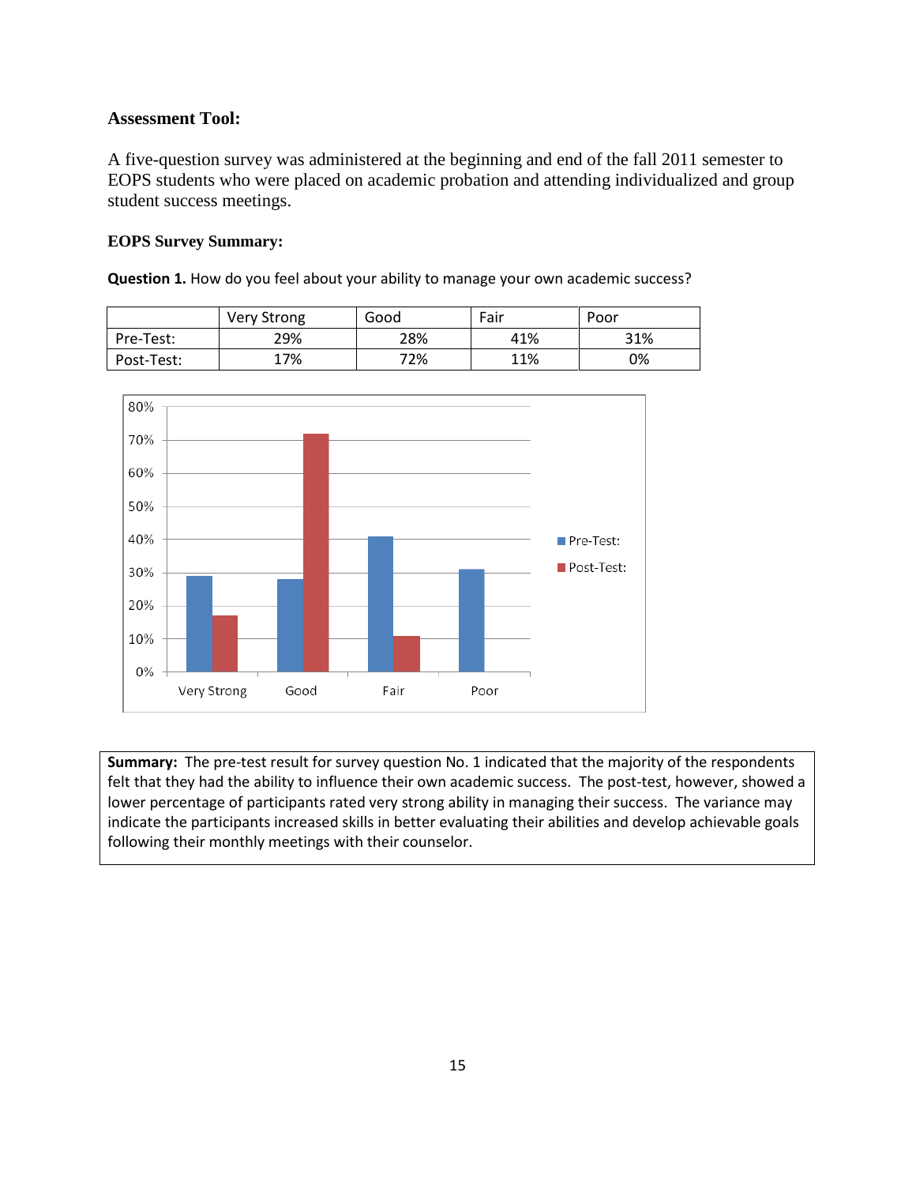### Assessment Tool:

A five-question survey was administered at the beginning and end of the fall 2011 semester to EOPS students who were placed on academic probation and attending individualized and group student success meetings.

#### EOPS Survey Summary:

**Question 1.** How do you feel about your ability to manage your own academic success?

| | Very Strong | Good | Fair | Poor |
|---|---|---|---|---|
| Pre-Test: | 29% | 28% | 41% | 31% |
| Post-Test: | 17% | 72% | 11% | 0% |

**Summary:** The pre-test result for survey question No. 1 indicated that the majority of the respondents felt that they had the ability to influence their own academic success. The post-test, however, showed a lower percentage of participants rated very strong ability in managing their success. The variance may indicate the participants increased skills in better evaluating their abilities and develop achievable goals following their monthly meetings with their counselor.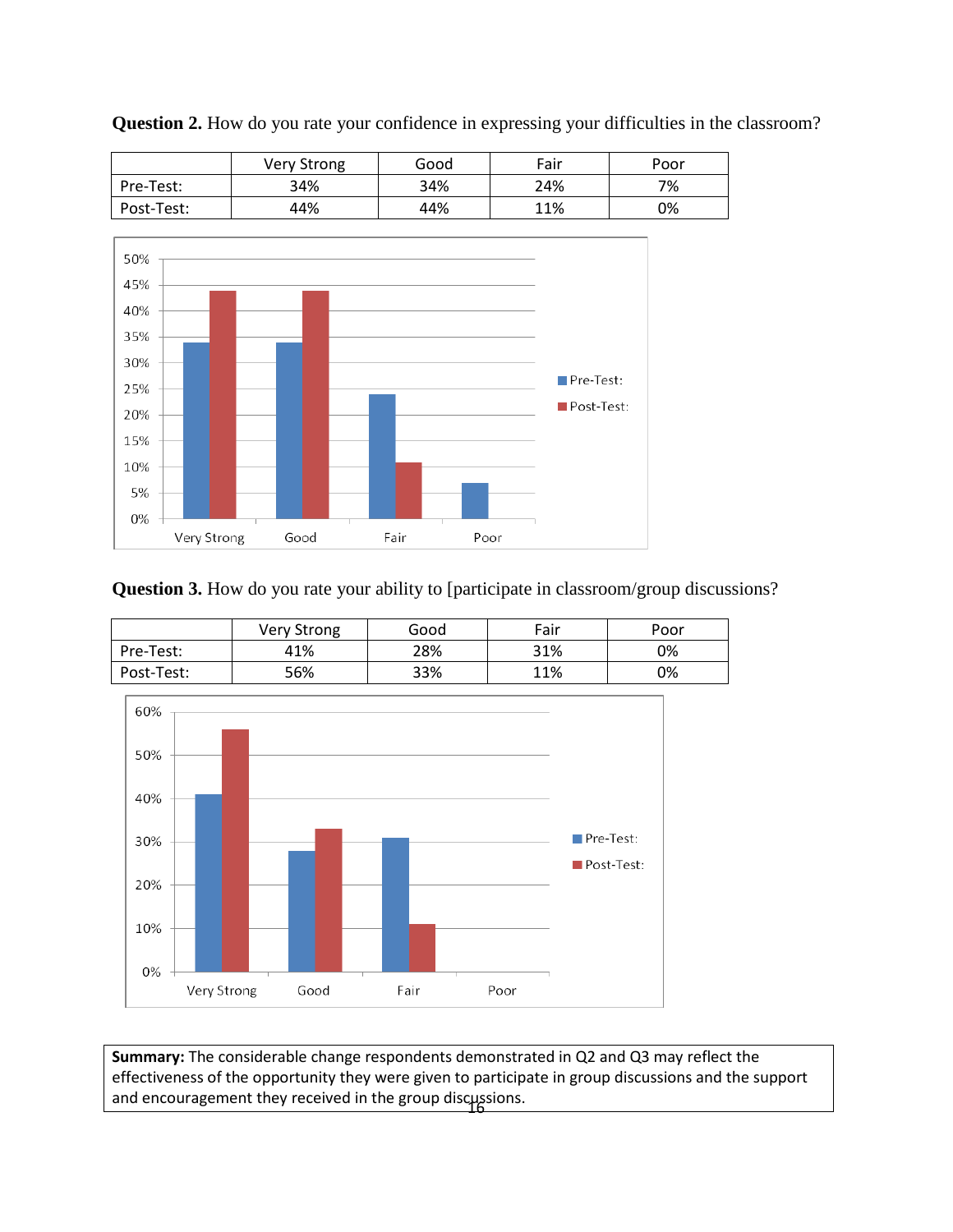**Question 2.** How do you rate your confidence in expressing your difficulties in the classroom?

| | Very Strong | Good | Fair | Poor |
|---|---|---|---|---|
| Pre-Test: | 34% | 34% | 24% | 7% |
| Post-Test: | 44% | 44% | 11% | 0% |

**Question 3.** How do you rate your ability to [participate in classroom/group discussions?

| | Very Strong | Good | Fair | Poor |
|---|---|---|---|---|
| Pre-Test: | 41% | 28% | 31% | 0% |
| Post-Test: | 56% | 33% | 11% | 0% |

**Summary:** The considerable change respondents demonstrated in Q2 and Q3 may reflect the effectiveness of the opportunity they were given to participate in group discussions and the support and encouragement they received in the group discussions.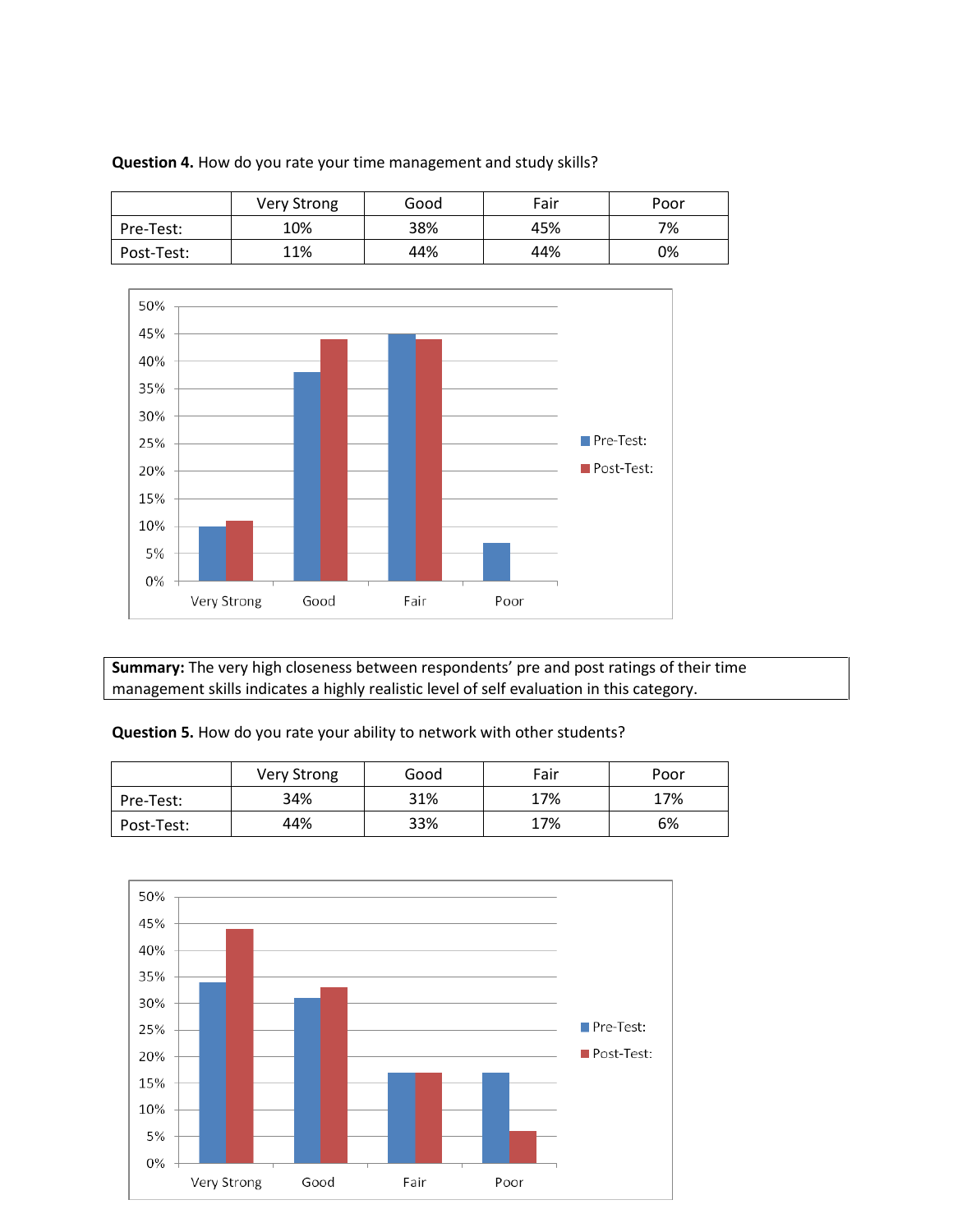**Question 4.** How do you rate your time management and study skills?

| | Very Strong | Good | Fair | Poor |
|---|---|---|---|---|
| Pre-Test: | 10% | 38% | 45% | 7% |
| Post-Test: | 11% | 44% | 44% | 0% |

**Summary:** The very high closeness between respondents' pre and post ratings of their time management skills indicates a highly realistic level of self evaluation in this category.

**Question 5.** How do you rate your ability to network with other students?

| | Very Strong | Good | Fair | Poor |
|---|---|---|---|---|
| Pre-Test: | 34% | 31% | 17% | 17% |
| Post-Test: | 44% | 33% | 17% | 6% |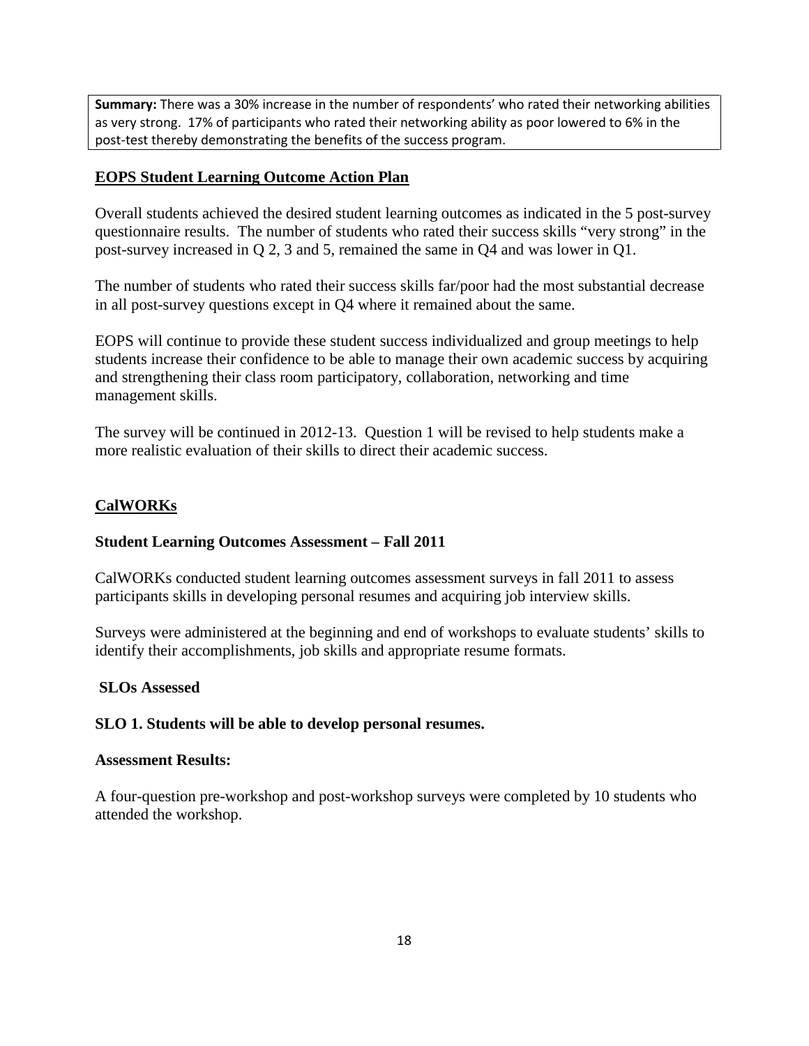**Summary:** There was a 30% increase in the number of respondents' who rated their networking abilities as very strong. 17% of participants who rated their networking ability as poor lowered to 6% in the post-test thereby demonstrating the benefits of the success program.

## EOPS Student Learning Outcome Action Plan

Overall students achieved the desired student learning outcomes as indicated in the 5 post-survey questionnaire results. The number of students who rated their success skills "very strong" in the post-survey increased in Q 2, 3 and 5, remained the same in Q4 and was lower in Q1.

The number of students who rated their success skills far/poor had the most substantial decrease in all post-survey questions except in Q4 where it remained about the same.

EOPS will continue to provide these student success individualized and group meetings to help students increase their confidence to be able to manage their own academic success by acquiring and strengthening their class room participatory, collaboration, networking and time management skills.

The survey will be continued in 2012-13. Question 1 will be revised to help students make a more realistic evaluation of their skills to direct their academic success.

## CalWORKs

### Student Learning Outcomes Assessment – Fall 2011

CalWORKs conducted student learning outcomes assessment surveys in fall 2011 to assess participants skills in developing personal resumes and acquiring job interview skills.

Surveys were administered at the beginning and end of workshops to evaluate students' skills to identify their accomplishments, job skills and appropriate resume formats.

**SLOs Assessed**

**SLO 1. Students will be able to develop personal resumes.**

**Assessment Results:**

A four-question pre-workshop and post-workshop surveys were completed by 10 students who attended the workshop.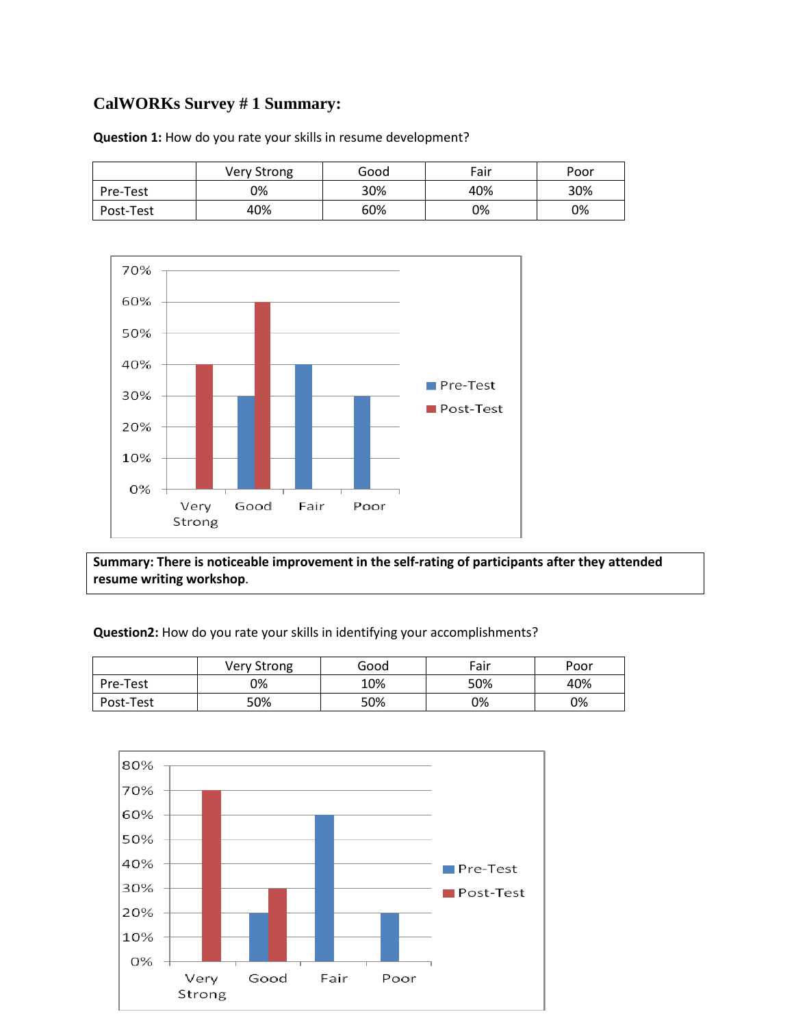## CalWORKs Survey # 1 Summary:

**Question 1:** How do you rate your skills in resume development?

| | Very Strong | Good | Fair | Poor |
|---|---|---|---|---|
| Pre-Test | 0% | 30% | 40% | 30% |
| Post-Test | 40% | 60% | 0% | 0% |

**Summary: There is noticeable improvement in the self-rating of participants after they attended resume writing workshop**.

**Question2:** How do you rate your skills in identifying your accomplishments?

| | Very Strong | Good | Fair | Poor |
|---|---|---|---|---|
| Pre-Test | 0% | 10% | 50% | 40% |
| Post-Test | 50% | 50% | 0% | 0% |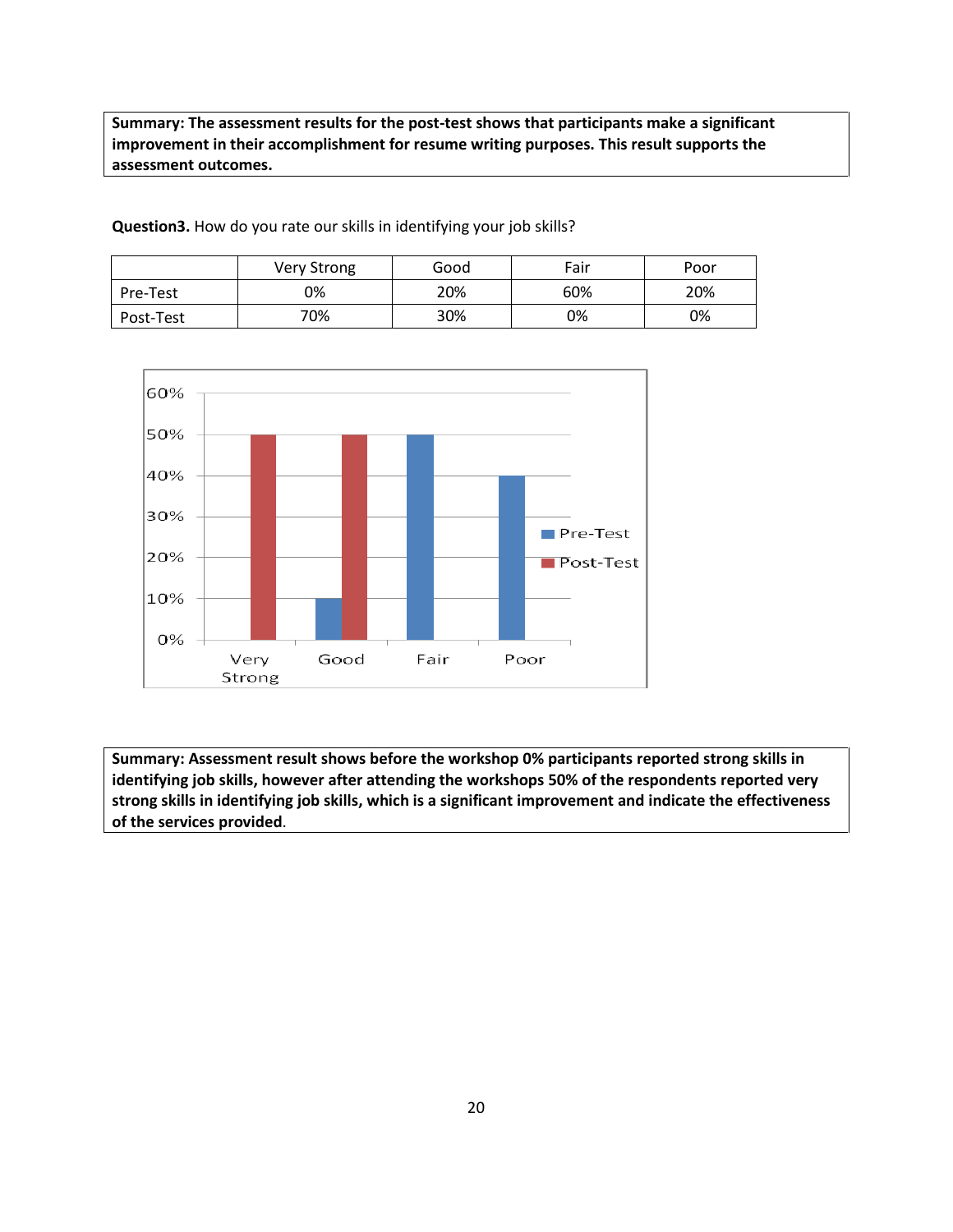**Summary: The assessment results for the post-test shows that participants make a significant improvement in their accomplishment for resume writing purposes. This result supports the assessment outcomes.**

**Question3.** How do you rate our skills in identifying your job skills?

| | Very Strong | Good | Fair | Poor |
|---|---|---|---|---|
| Pre-Test | 0% | 20% | 60% | 20% |
| Post-Test | 70% | 30% | 0% | 0% |

**Summary: Assessment result shows before the workshop 0% participants reported strong skills in identifying job skills, however after attending the workshops 50% of the respondents reported very strong skills in identifying job skills, which is a significant improvement and indicate the effectiveness of the services provided**.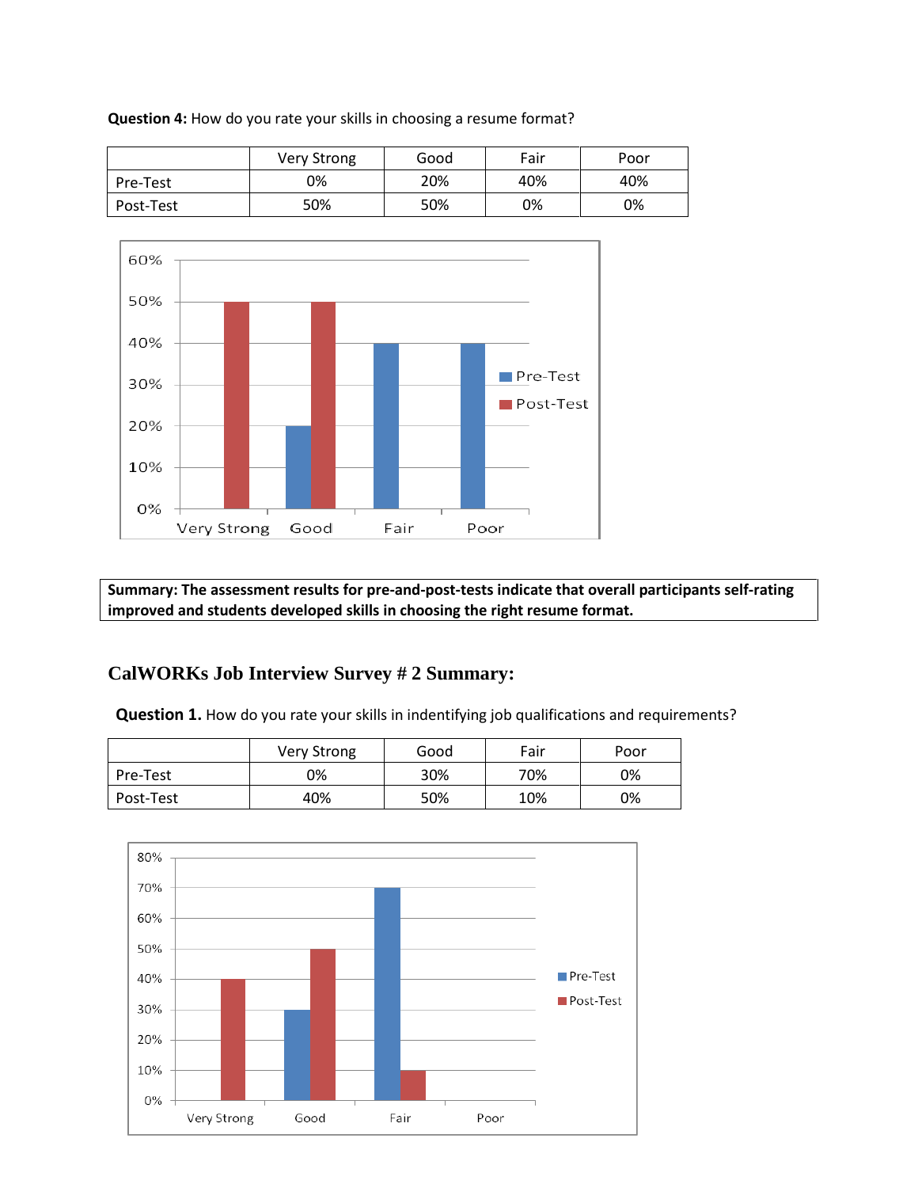**Question 4:** How do you rate your skills in choosing a resume format?

| | Very Strong | Good | Fair | Poor |
|---|---|---|---|---|
| Pre-Test | 0% | 20% | 40% | 40% |
| Post-Test | 50% | 50% | 0% | 0% |

**Summary: The assessment results for pre-and-post-tests indicate that overall participants self-rating improved and students developed skills in choosing the right resume format.**

## CalWORKs Job Interview Survey # 2 Summary:

**Question 1.** How do you rate your skills in indentifying job qualifications and requirements?

| | Very Strong | Good | Fair | Poor |
|---|---|---|---|---|
| Pre-Test | 0% | 30% | 70% | 0% |
| Post-Test | 40% | 50% | 10% | 0% |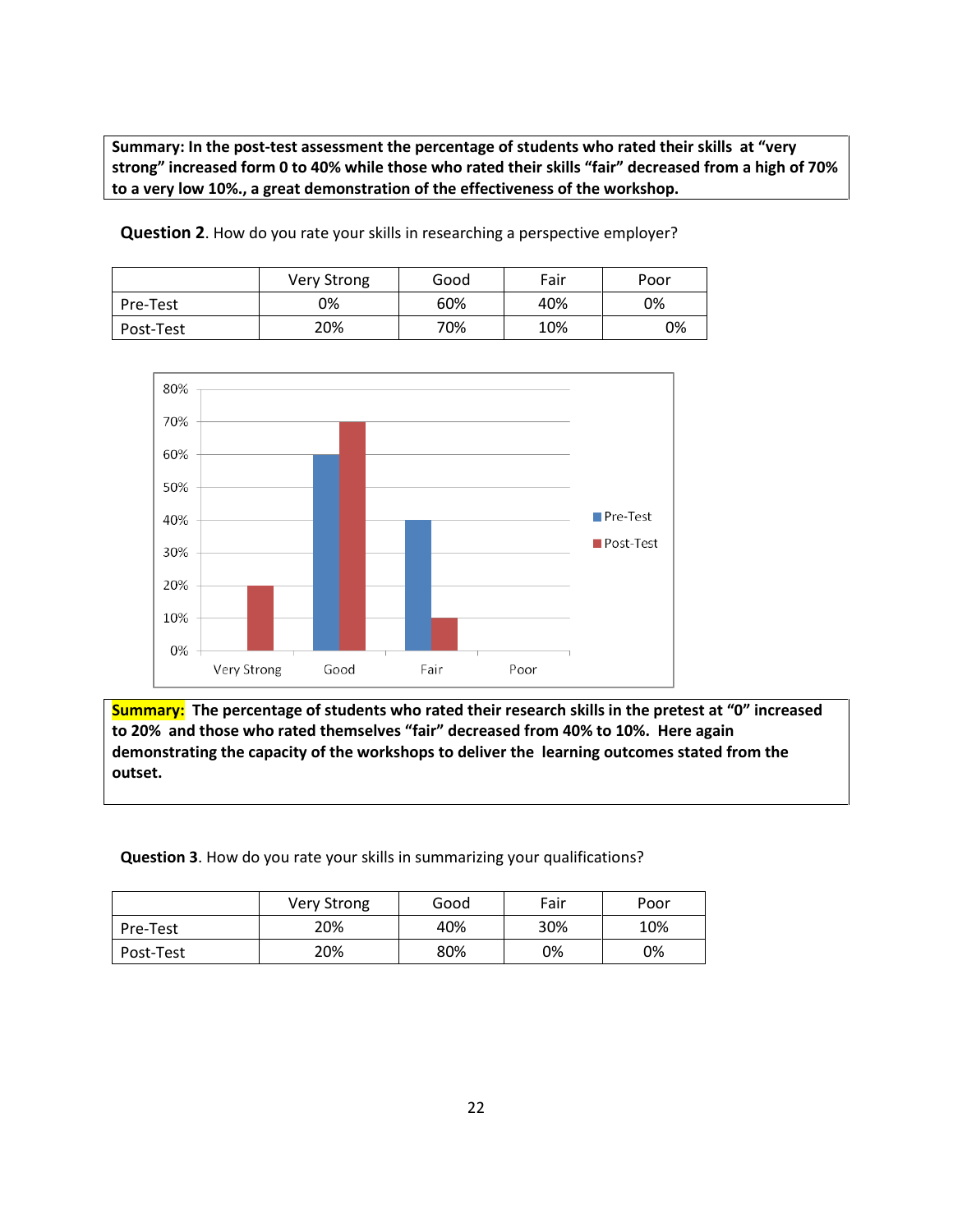**Summary: In the post-test assessment the percentage of students who rated their skills at "very strong" increased form 0 to 40% while those who rated their skills "fair" decreased from a high of 70% to a very low 10%., a great demonstration of the effectiveness of the workshop.**

**Question 2**. How do you rate your skills in researching a perspective employer?

| | Very Strong | Good | Fair | Poor |
|---|---|---|---|---|
| Pre-Test | 0% | 60% | 40% | 0% |
| Post-Test | 20% | 70% | 10% | 0% |

**Summary: The percentage of students who rated their research skills in the pretest at "0" increased to 20% and those who rated themselves "fair" decreased from 40% to 10%. Here again demonstrating the capacity of the workshops to deliver the learning outcomes stated from the outset.**

**Question 3**. How do you rate your skills in summarizing your qualifications?

| | Very Strong | Good | Fair | Poor |
|---|---|---|---|---|
| Pre-Test | 20% | 40% | 30% | 10% |
| Post-Test | 20% | 80% | 0% | 0% |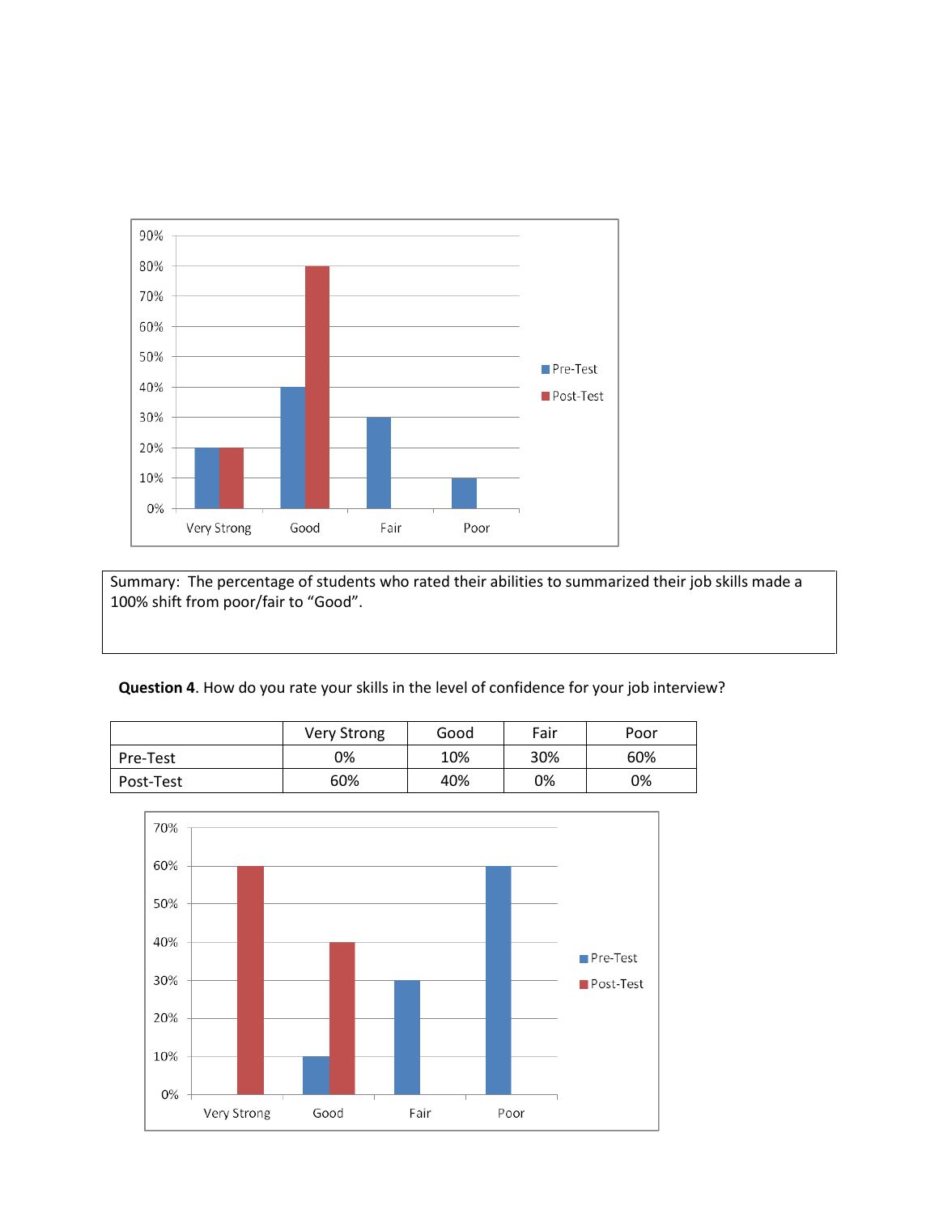Summary: The percentage of students who rated their abilities to summarized their job skills made a 100% shift from poor/fair to "Good".

**Question 4**. How do you rate your skills in the level of confidence for your job interview?

| | Very Strong | Good | Fair | Poor |
|---|---|---|---|---|
| Pre-Test | 0% | 10% | 30% | 60% |
| Post-Test | 60% | 40% | 0% | 0% |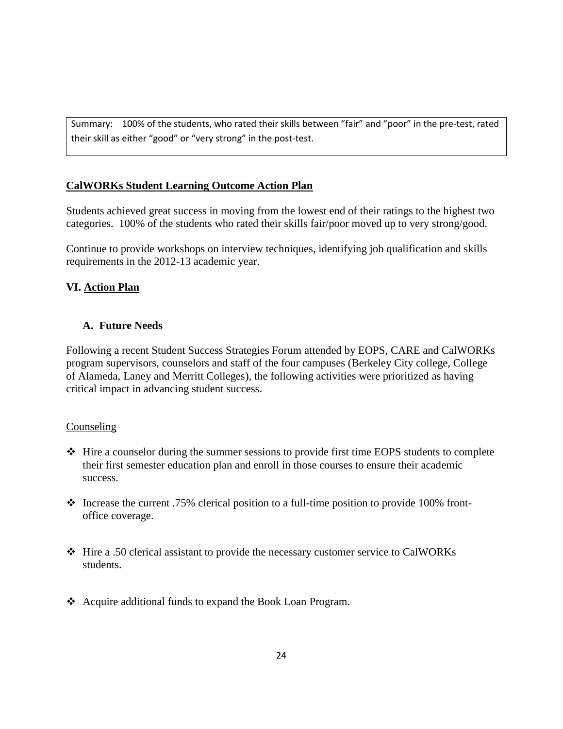Summary: 100% of the students, who rated their skills between "fair" and "poor" in the pre-test, rated their skill as either "good" or "very strong" in the post-test.

**CalWORKs Student Learning Outcome Action Plan**

Students achieved great success in moving from the lowest end of their ratings to the highest two categories. 100% of the students who rated their skills fair/poor moved up to very strong/good.

Continue to provide workshops on interview techniques, identifying job qualification and skills requirements in the 2012-13 academic year.

## VI. Action Plan

### A. Future Needs

Following a recent Student Success Strategies Forum attended by EOPS, CARE and CalWORKs program supervisors, counselors and staff of the four campuses (Berkeley City college, College of Alameda, Laney and Merritt Colleges), the following activities were prioritized as having critical impact in advancing student success.

Counseling

- Hire a counselor during the summer sessions to provide first time EOPS students to complete their first semester education plan and enroll in those courses to ensure their academic success.
- Increase the current .75% clerical position to a full-time position to provide 100% front-office coverage.
- Hire a .50 clerical assistant to provide the necessary customer service to CalWORKs students.
- Acquire additional funds to expand the Book Loan Program.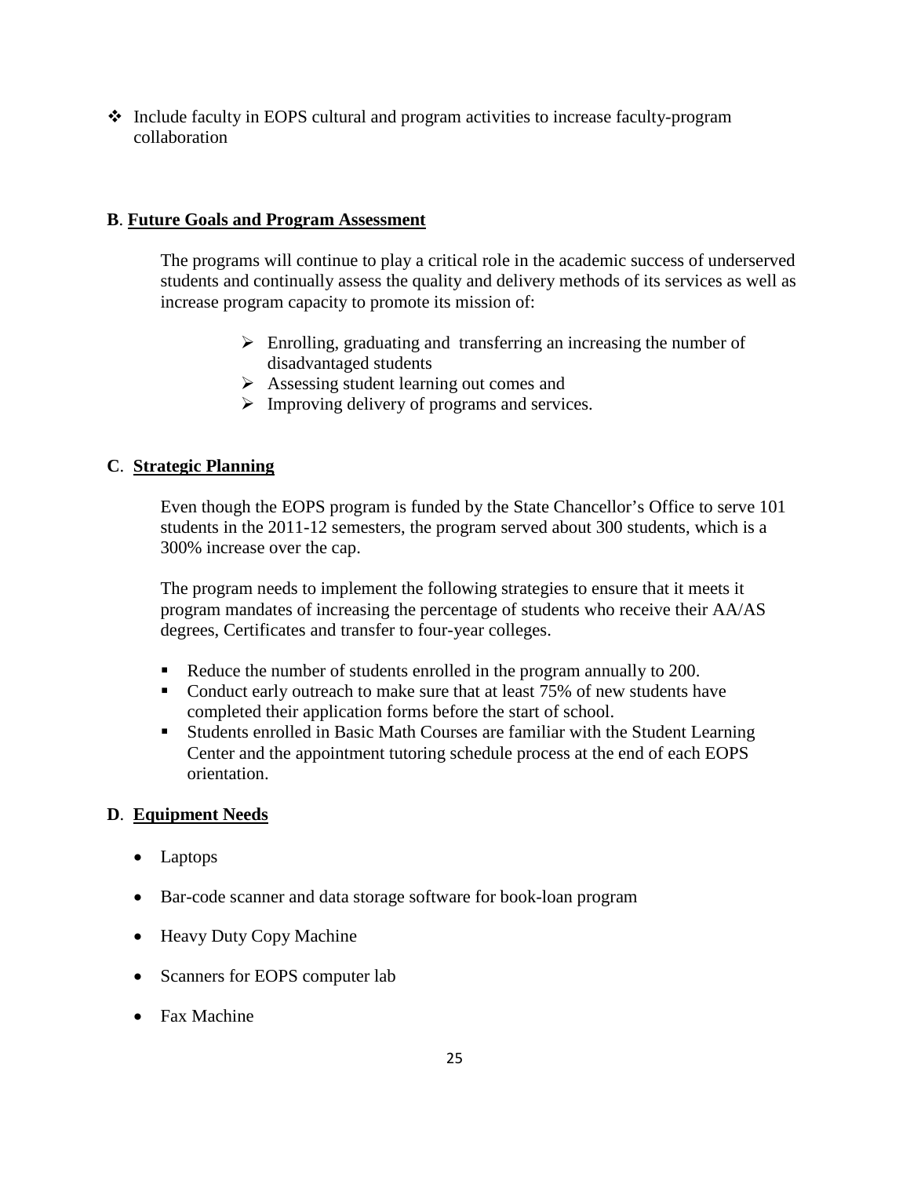- Include faculty in EOPS cultural and program activities to increase faculty-program collaboration

### B. <u>Future Goals and Program Assessment</u>

The programs will continue to play a critical role in the academic success of underserved students and continually assess the quality and delivery methods of its services as well as increase program capacity to promote its mission of:

- Enrolling, graduating and  transferring an increasing the number of disadvantaged students
- Assessing student learning out comes and
- Improving delivery of programs and services.

### C. <u>Strategic Planning</u>

Even though the EOPS program is funded by the State Chancellor's Office to serve 101 students in the 2011-12 semesters, the program served about 300 students, which is a 300% increase over the cap.

The program needs to implement the following strategies to ensure that it meets it program mandates of increasing the percentage of students who receive their AA/AS degrees, Certificates and transfer to four-year colleges.

- Reduce the number of students enrolled in the program annually to 200.
- Conduct early outreach to make sure that at least 75% of new students have completed their application forms before the start of school.
- Students enrolled in Basic Math Courses are familiar with the Student Learning Center and the appointment tutoring schedule process at the end of each EOPS orientation.

### D. <u>Equipment Needs</u>

- Laptops
- Bar-code scanner and data storage software for book-loan program
- Heavy Duty Copy Machine
- Scanners for EOPS computer lab
- Fax Machine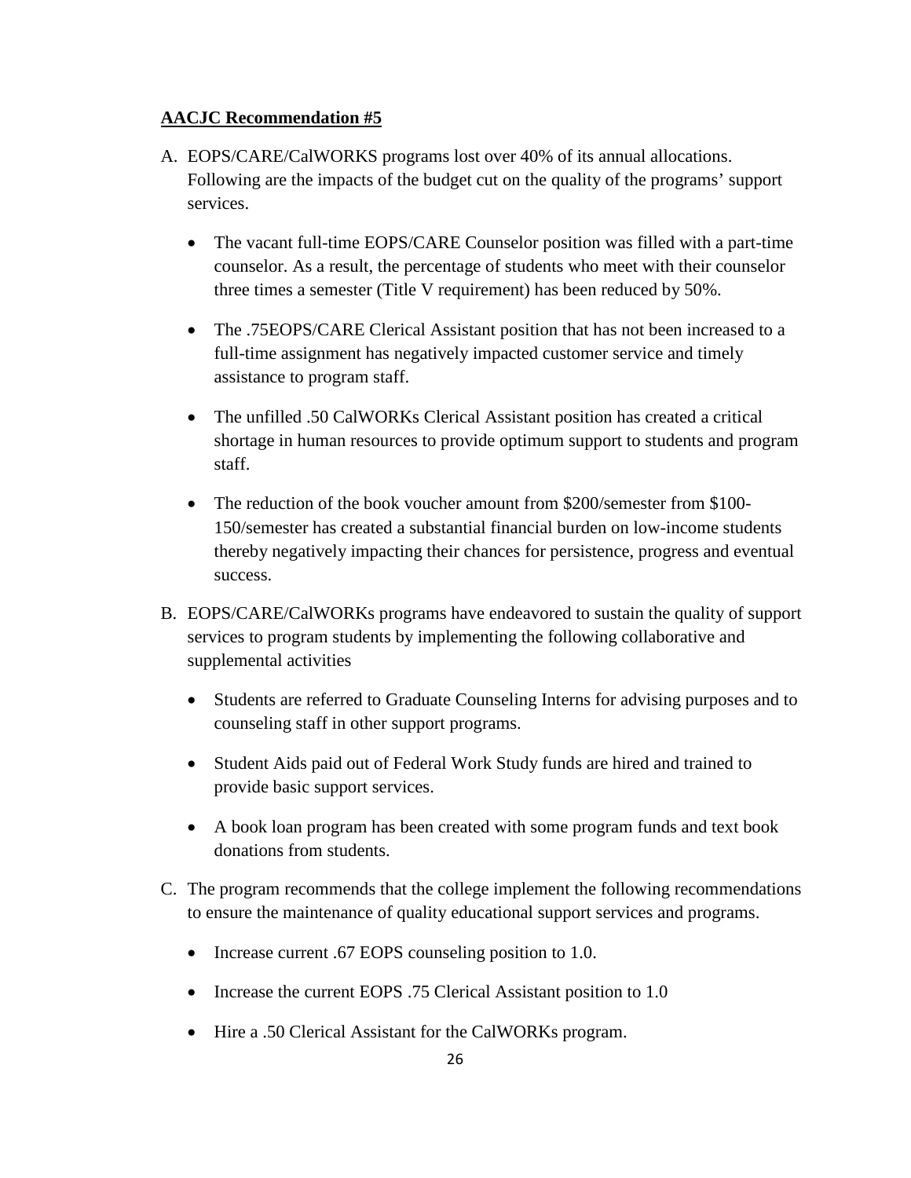**AACJC Recommendation #5**

A. EOPS/CARE/CalWORKS programs lost over 40% of its annual allocations. Following are the impacts of the budget cut on the quality of the programs' support services.

   - The vacant full-time EOPS/CARE Counselor position was filled with a part-time counselor. As a result, the percentage of students who meet with their counselor three times a semester (Title V requirement) has been reduced by 50%.
   - The .75EOPS/CARE Clerical Assistant position that has not been increased to a full-time assignment has negatively impacted customer service and timely assistance to program staff.
   - The unfilled .50 CalWORKs Clerical Assistant position has created a critical shortage in human resources to provide optimum support to students and program staff.
   - The reduction of the book voucher amount from $200/semester from $100-150/semester has created a substantial financial burden on low-income students thereby negatively impacting their chances for persistence, progress and eventual success.

B. EOPS/CARE/CalWORKs programs have endeavored to sustain the quality of support services to program students by implementing the following collaborative and supplemental activities

   - Students are referred to Graduate Counseling Interns for advising purposes and to counseling staff in other support programs.
   - Student Aids paid out of Federal Work Study funds are hired and trained to provide basic support services.
   - A book loan program has been created with some program funds and text book donations from students.

C. The program recommends that the college implement the following recommendations to ensure the maintenance of quality educational support services and programs.

   - Increase current .67 EOPS counseling position to 1.0.
   - Increase the current EOPS .75 Clerical Assistant position to 1.0
   - Hire a .50 Clerical Assistant for the CalWORKs program.